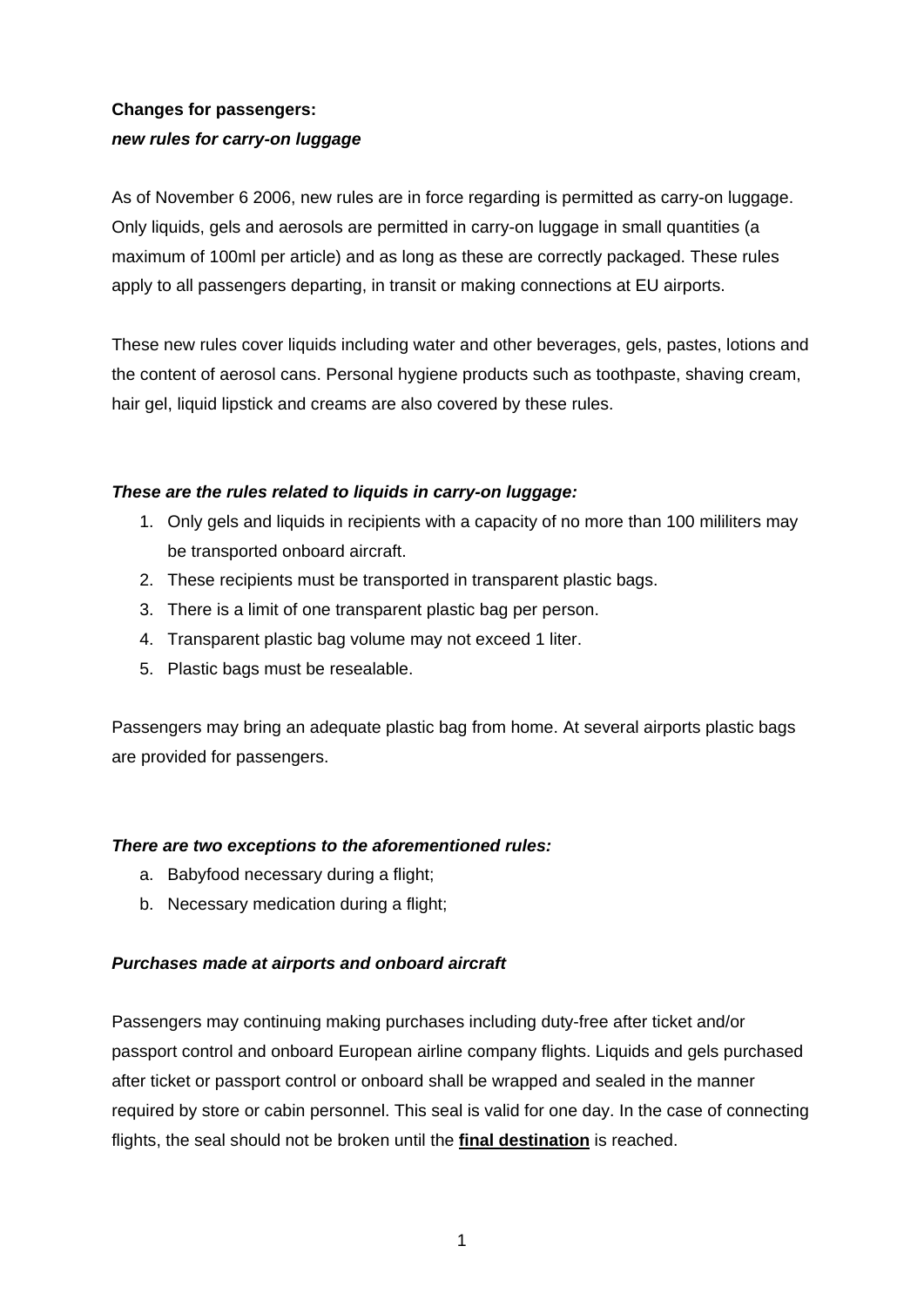**Changes for passengers:**
***new rules for carry-on luggage***

As of November 6 2006, new rules are in force regarding is permitted as carry-on luggage. Only liquids, gels and aerosols are permitted in carry-on luggage in small quantities (a maximum of 100ml per article) and as long as these are correctly packaged. These rules apply to all passengers departing, in transit or making connections at EU airports.

These new rules cover liquids including water and other beverages, gels, pastes, lotions and the content of aerosol cans. Personal hygiene products such as toothpaste, shaving cream, hair gel, liquid lipstick and creams are also covered by these rules.

***These are the rules related to liquids in carry-on luggage:***

1. Only gels and liquids in recipients with a capacity of no more than 100 mililiters may be transported onboard aircraft.
2. These recipients must be transported in transparent plastic bags.
3. There is a limit of one transparent plastic bag per person.
4. Transparent plastic bag volume may not exceed 1 liter.
5. Plastic bags must be resealable.

Passengers may bring an adequate plastic bag from home. At several airports plastic bags are provided for passengers.

***There are two exceptions to the aforementioned rules:***

a. Babyfood necessary during a flight;
b. Necessary medication during a flight;

***Purchases made at airports and onboard aircraft***

Passengers may continuing making purchases including duty-free after ticket and/or passport control and onboard European airline company flights. Liquids and gels purchased after ticket or passport control or onboard shall be wrapped and sealed in the manner required by store or cabin personnel. This seal is valid for one day. In the case of connecting flights, the seal should not be broken until the **final destination** is reached.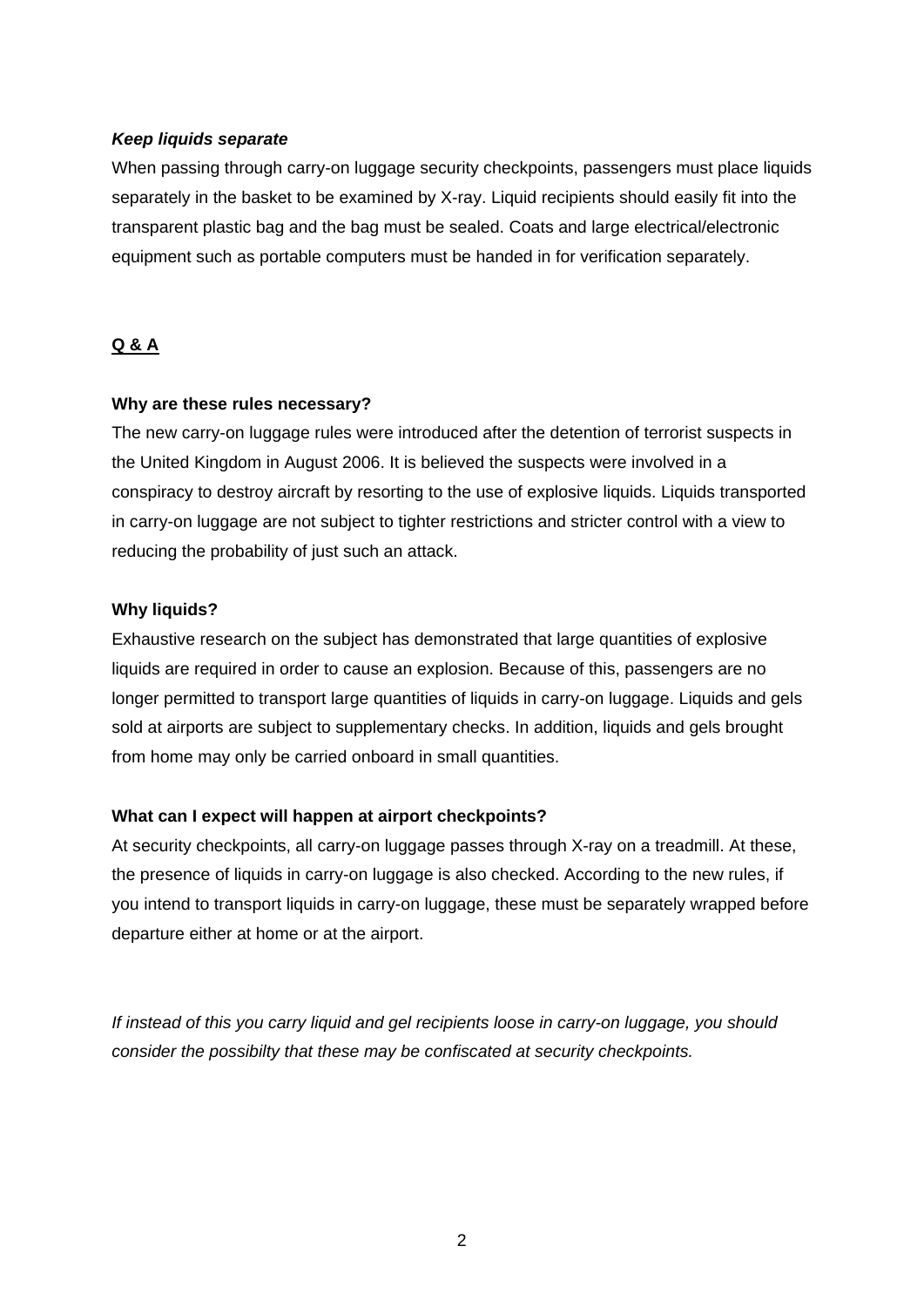***Keep liquids separate***

When passing through carry-on luggage security checkpoints, passengers must place liquids separately in the basket to be examined by X-ray. Liquid recipients should easily fit into the transparent plastic bag and the bag must be sealed. Coats and large electrical/electronic equipment such as portable computers must be handed in for verification separately.

## Q & A

**Why are these rules necessary?**

The new carry-on luggage rules were introduced after the detention of terrorist suspects in the United Kingdom in August 2006. It is believed the suspects were involved in a conspiracy to destroy aircraft by resorting to the use of explosive liquids. Liquids transported in carry-on luggage are not subject to tighter restrictions and stricter control with a view to reducing the probability of just such an attack.

**Why liquids?**

Exhaustive research on the subject has demonstrated that large quantities of explosive liquids are required in order to cause an explosion. Because of this, passengers are no longer permitted to transport large quantities of liquids in carry-on luggage. Liquids and gels sold at airports are subject to supplementary checks. In addition, liquids and gels brought from home may only be carried onboard in small quantities.

**What can I expect will happen at airport checkpoints?**

At security checkpoints, all carry-on luggage passes through X-ray on a treadmill. At these, the presence of liquids in carry-on luggage is also checked. According to the new rules, if you intend to transport liquids in carry-on luggage, these must be separately wrapped before departure either at home or at the airport.

*If instead of this you carry liquid and gel recipients loose in carry-on luggage, you should consider the possibilty that these may be confiscated at security checkpoints.*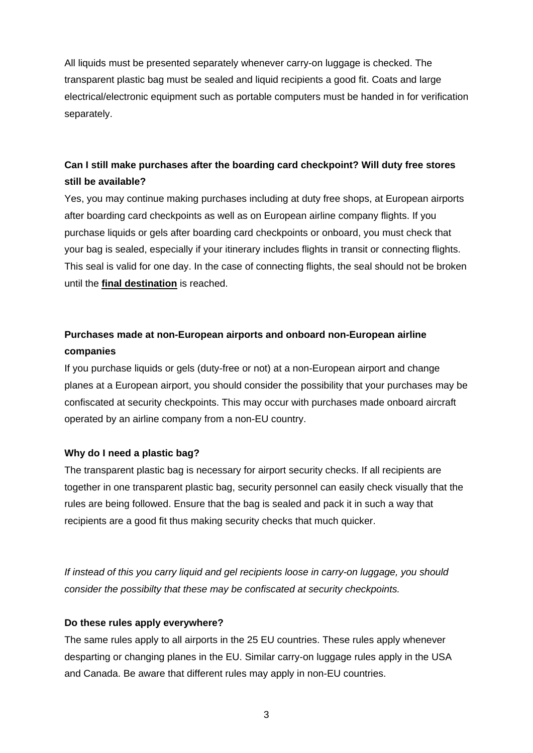All liquids must be presented separately whenever carry-on luggage is checked. The transparent plastic bag must be sealed and liquid recipients a good fit. Coats and large electrical/electronic equipment such as portable computers must be handed in for verification separately.

**Can I still make purchases after the boarding card checkpoint? Will duty free stores still be available?**

Yes, you may continue making purchases including at duty free shops, at European airports after boarding card checkpoints as well as on European airline company flights. If you purchase liquids or gels after boarding card checkpoints or onboard, you must check that your bag is sealed, especially if your itinerary includes flights in transit or connecting flights. This seal is valid for one day. In the case of connecting flights, the seal should not be broken until the **final destination** is reached.

**Purchases made at non-European airports and onboard non-European airline companies**

If you purchase liquids or gels (duty-free or not) at a non-European airport and change planes at a European airport, you should consider the possibility that your purchases may be confiscated at security checkpoints. This may occur with purchases made onboard aircraft operated by an airline company from a non-EU country.

**Why do I need a plastic bag?**

The transparent plastic bag is necessary for airport security checks. If all recipients are together in one transparent plastic bag, security personnel can easily check visually that the rules are being followed. Ensure that the bag is sealed and pack it in such a way that recipients are a good fit thus making security checks that much quicker.

*If instead of this you carry liquid and gel recipients loose in carry-on luggage, you should consider the possibilty that these may be confiscated at security checkpoints.*

**Do these rules apply everywhere?**

The same rules apply to all airports in the 25 EU countries. These rules apply whenever desparting or changing planes in the EU. Similar carry-on luggage rules apply in the USA and Canada. Be aware that different rules may apply in non-EU countries.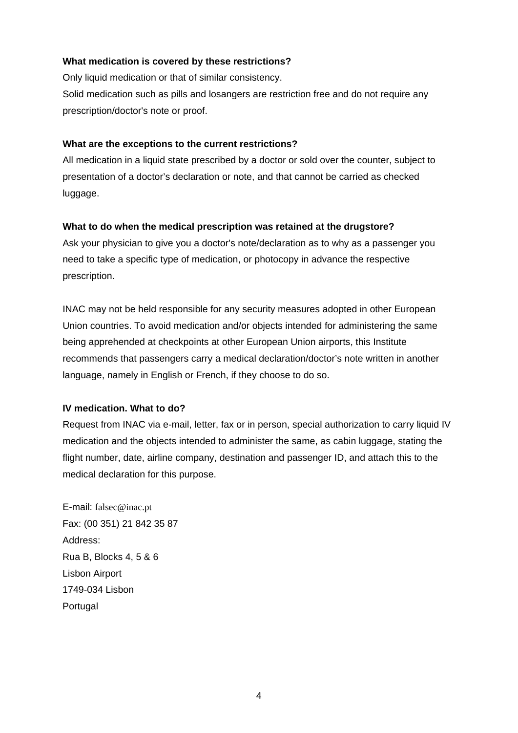**What medication is covered by these restrictions?**

Only liquid medication or that of similar consistency.

Solid medication such as pills and losangers are restriction free and do not require any prescription/doctor's note or proof.

**What are the exceptions to the current restrictions?**

All medication in a liquid state prescribed by a doctor or sold over the counter, subject to presentation of a doctor's declaration or note, and that cannot be carried as checked luggage.

**What to do when the medical prescription was retained at the drugstore?**

Ask your physician to give you a doctor's note/declaration as to why as a passenger you need to take a specific type of medication, or photocopy in advance the respective prescription.

INAC may not be held responsible for any security measures adopted in other European Union countries. To avoid medication and/or objects intended for administering the same being apprehended at checkpoints at other European Union airports, this Institute recommends that passengers carry a medical declaration/doctor's note written in another language, namely in English or French, if they choose to do so.

**IV medication. What to do?**

Request from INAC via e-mail, letter, fax or in person, special authorization to carry liquid IV medication and the objects intended to administer the same, as cabin luggage, stating the flight number, date, airline company, destination and passenger ID, and attach this to the medical declaration for this purpose.

E-mail: falsec@inac.pt
Fax: (00 351) 21 842 35 87
Address:
Rua B, Blocks 4, 5 & 6
Lisbon Airport
1749-034 Lisbon
Portugal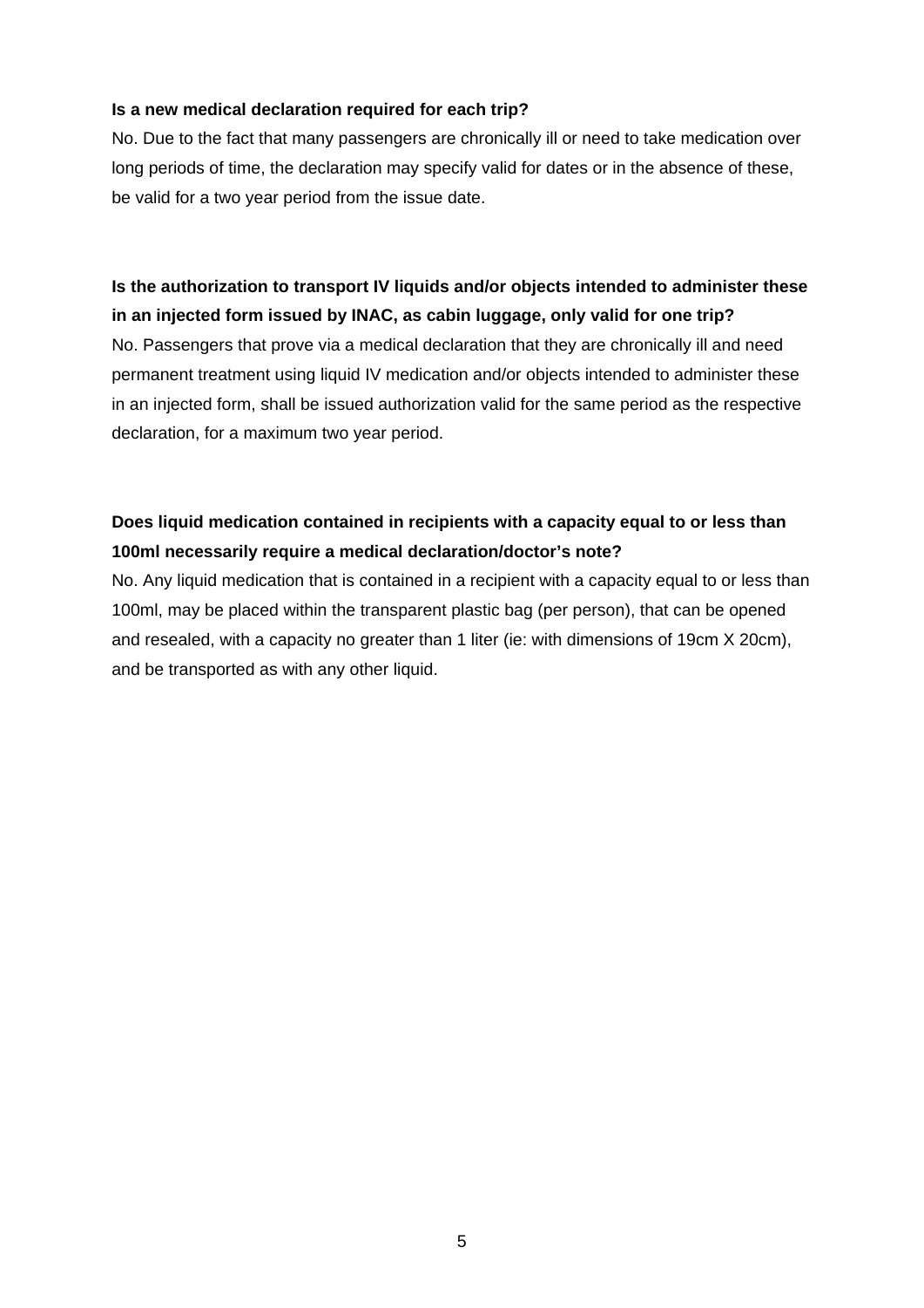**Is a new medical declaration required for each trip?**

No. Due to the fact that many passengers are chronically ill or need to take medication over long periods of time, the declaration may specify valid for dates or in the absence of these, be valid for a two year period from the issue date.

**Is the authorization to transport IV liquids and/or objects intended to administer these in an injected form issued by INAC, as cabin luggage, only valid for one trip?**

No. Passengers that prove via a medical declaration that they are chronically ill and need permanent treatment using liquid IV medication and/or objects intended to administer these in an injected form, shall be issued authorization valid for the same period as the respective declaration, for a maximum two year period.

**Does liquid medication contained in recipients with a capacity equal to or less than 100ml necessarily require a medical declaration/doctor's note?**

No. Any liquid medication that is contained in a recipient with a capacity equal to or less than 100ml, may be placed within the transparent plastic bag (per person), that can be opened and resealed, with a capacity no greater than 1 liter (ie: with dimensions of 19cm X 20cm), and be transported as with any other liquid.